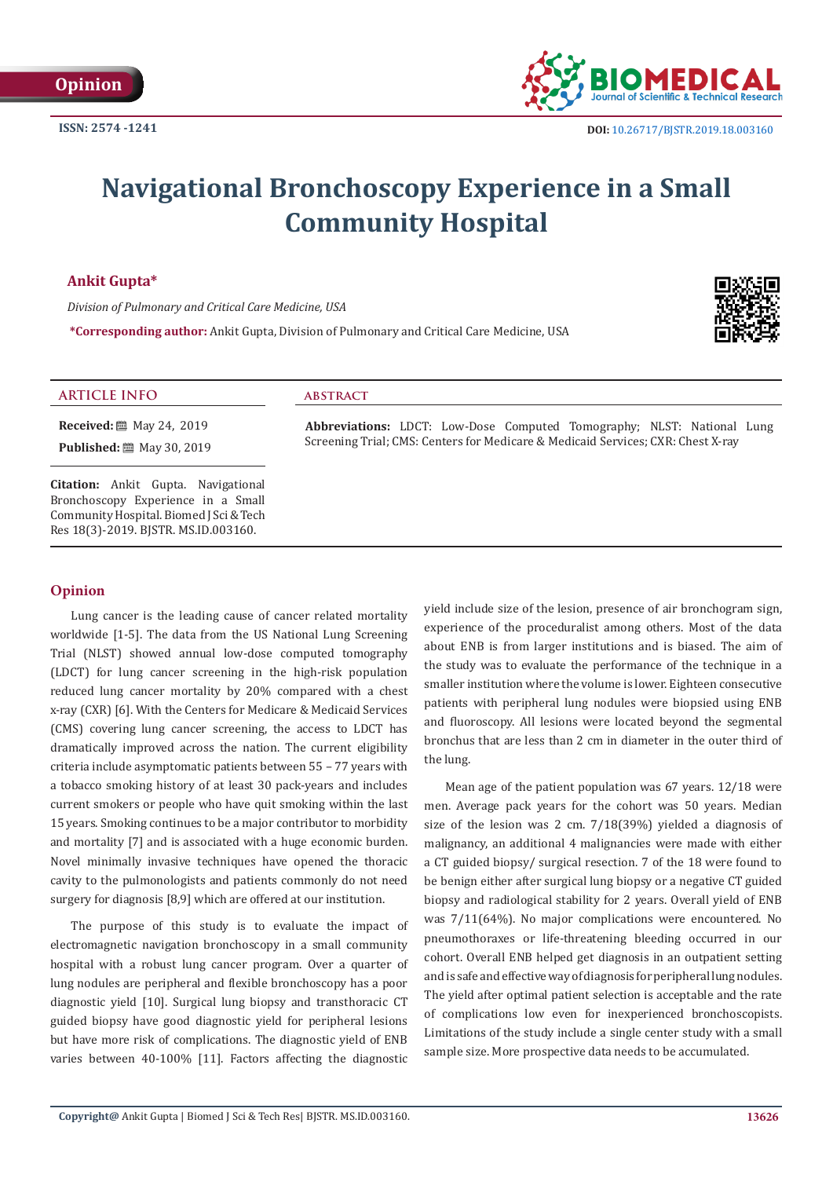Opinion

ISSN: 2574 -1241

DOI: 10.26717/BJSTR.2019.18.003160

# Navigational Bronchoscopy Experience in a Small Community Hospital

**Ankit Gupta***

*Division of Pulmonary and Critical Care Medicine, USA*

***Corresponding author:** Ankit Gupta, Division of Pulmonary and Critical Care Medicine, USA

### ARTICLE INFO

**Received:** May 24, 2019

**Published:** May 30, 2019

**Citation:** Ankit Gupta. Navigational Bronchoscopy Experience in a Small Community Hospital. Biomed J Sci & Tech Res 18(3)-2019. BJSTR. MS.ID.003160.

### ABSTRACT

**Abbreviations:** LDCT: Low-Dose Computed Tomography; NLST: National Lung Screening Trial; CMS: Centers for Medicare & Medicaid Services; CXR: Chest X-ray

## Opinion

Lung cancer is the leading cause of cancer related mortality worldwide [1-5]. The data from the US National Lung Screening Trial (NLST) showed annual low-dose computed tomography (LDCT) for lung cancer screening in the high-risk population reduced lung cancer mortality by 20% compared with a chest x-ray (CXR) [6]. With the Centers for Medicare & Medicaid Services (CMS) covering lung cancer screening, the access to LDCT has dramatically improved across the nation. The current eligibility criteria include asymptomatic patients between 55 – 77 years with a tobacco smoking history of at least 30 pack-years and includes current smokers or people who have quit smoking within the last 15 years. Smoking continues to be a major contributor to morbidity and mortality [7] and is associated with a huge economic burden. Novel minimally invasive techniques have opened the thoracic cavity to the pulmonologists and patients commonly do not need surgery for diagnosis [8,9] which are offered at our institution.

The purpose of this study is to evaluate the impact of electromagnetic navigation bronchoscopy in a small community hospital with a robust lung cancer program. Over a quarter of lung nodules are peripheral and flexible bronchoscopy has a poor diagnostic yield [10]. Surgical lung biopsy and transthoracic CT guided biopsy have good diagnostic yield for peripheral lesions but have more risk of complications. The diagnostic yield of ENB varies between 40-100% [11]. Factors affecting the diagnostic yield include size of the lesion, presence of air bronchogram sign, experience of the proceduralist among others. Most of the data about ENB is from larger institutions and is biased. The aim of the study was to evaluate the performance of the technique in a smaller institution where the volume is lower. Eighteen consecutive patients with peripheral lung nodules were biopsied using ENB and fluoroscopy. All lesions were located beyond the segmental bronchus that are less than 2 cm in diameter in the outer third of the lung.

Mean age of the patient population was 67 years. 12/18 were men. Average pack years for the cohort was 50 years. Median size of the lesion was 2 cm. 7/18(39%) yielded a diagnosis of malignancy, an additional 4 malignancies were made with either a CT guided biopsy/ surgical resection. 7 of the 18 were found to be benign either after surgical lung biopsy or a negative CT guided biopsy and radiological stability for 2 years. Overall yield of ENB was 7/11(64%). No major complications were encountered. No pneumothoraxes or life-threatening bleeding occurred in our cohort. Overall ENB helped get diagnosis in an outpatient setting and is safe and effective way of diagnosis for peripheral lung nodules. The yield after optimal patient selection is acceptable and the rate of complications low even for inexperienced bronchoscopists. Limitations of the study include a single center study with a small sample size. More prospective data needs to be accumulated.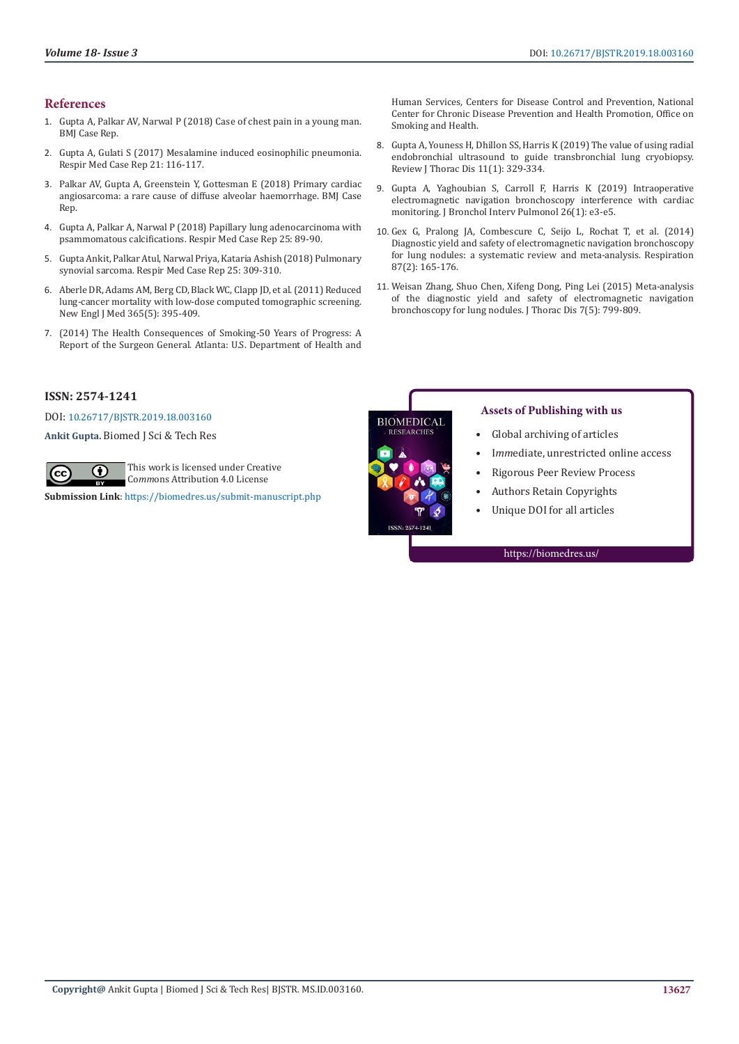## References

1. Gupta A, Palkar AV, Narwal P (2018) Case of chest pain in a young man. BMJ Case Rep.
2. Gupta A, Gulati S (2017) Mesalamine induced eosinophilic pneumonia. Respir Med Case Rep 21: 116-117.
3. Palkar AV, Gupta A, Greenstein Y, Gottesman E (2018) Primary cardiac angiosarcoma: a rare cause of diffuse alveolar haemorrhage. BMJ Case Rep.
4. Gupta A, Palkar A, Narwal P (2018) Papillary lung adenocarcinoma with psammomatous calcifications. Respir Med Case Rep 25: 89-90.
5. Gupta Ankit, Palkar Atul, Narwal Priya, Kataria Ashish (2018) Pulmonary synovial sarcoma. Respir Med Case Rep 25: 309-310.
6. Aberle DR, Adams AM, Berg CD, Black WC, Clapp JD, et al. (2011) Reduced lung-cancer mortality with low-dose computed tomographic screening. New Engl J Med 365(5): 395-409.
7. (2014) The Health Consequences of Smoking-50 Years of Progress: A Report of the Surgeon General. Atlanta: U.S. Department of Health and Human Services, Centers for Disease Control and Prevention, National Center for Chronic Disease Prevention and Health Promotion, Office on Smoking and Health.
8. Gupta A, Youness H, Dhillon SS, Harris K (2019) The value of using radial endobronchial ultrasound to guide transbronchial lung cryobiopsy. Review J Thorac Dis 11(1): 329-334.
9. Gupta A, Yaghoubian S, Carroll F, Harris K (2019) Intraoperative electromagnetic navigation bronchoscopy interference with cardiac monitoring. J Bronchol Interv Pulmonol 26(1): e3-e5.
10. Gex G, Pralong JA, Combescure C, Seijo L, Rochat T, et al. (2014) Diagnostic yield and safety of electromagnetic navigation bronchoscopy for lung nodules: a systematic review and meta-analysis. Respiration 87(2): 165-176.
11. Weisan Zhang, Shuo Chen, Xifeng Dong, Ping Lei (2015) Meta-analysis of the diagnostic yield and safety of electromagnetic navigation bronchoscopy for lung nodules. J Thorac Dis 7(5): 799-809.

**ISSN: 2574-1241**

DOI: 10.26717/BJSTR.2019.18.003160

**Ankit Gupta.** Biomed J Sci & Tech Res

This work is licensed under Creative Commons Attribution 4.0 License

**Submission Link**: https://biomedres.us/submit-manuscript.php

### Assets of Publishing with us

- Global archiving of articles
- Immediate, unrestricted online access
- Rigorous Peer Review Process
- Authors Retain Copyrights
- Unique DOI for all articles

https://biomedres.us/